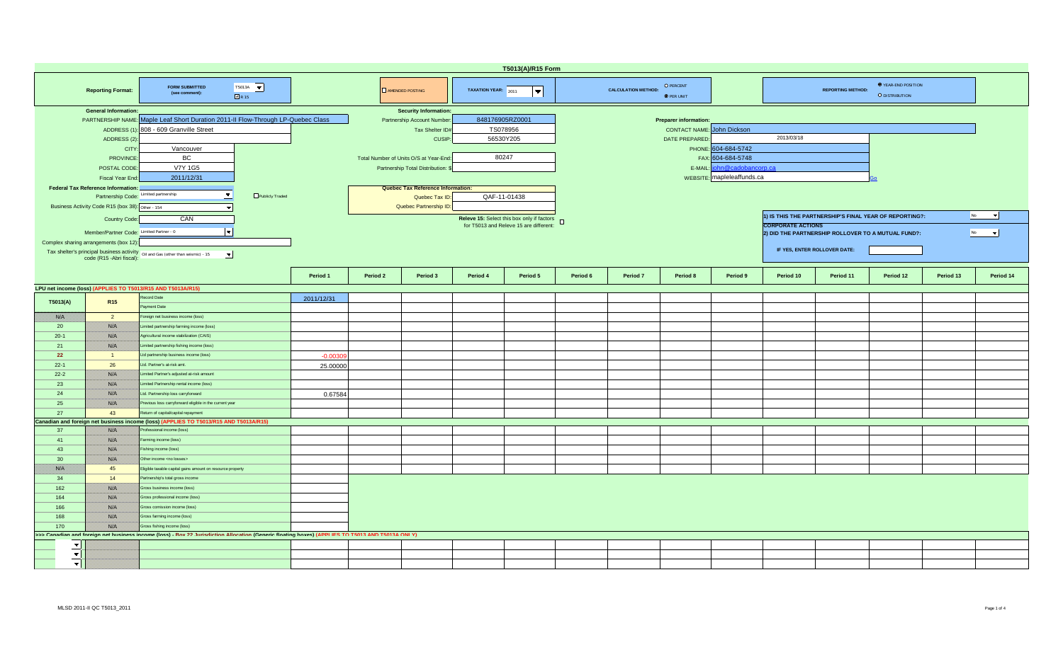# T5013(A)/R15 Form

**Reporting Format:** FORM SUBMITTED (see comment): T5013A ☑ R 15

☐ AMENDED POSTING

**TAXATION YEAR:** 2011

**CALCULATION METHOD:** ○ PERCENT ◉ PER UNIT

**REPORTING METHOD:** ◉ YEAR-END POSITION ○ DISTRIBUTION

## General Information:

| | |
|---|---|
| PARTNERSHIP NAME: | Maple Leaf Short Duration 2011-II Flow-Through LP-Quebec Class |
| ADDRESS (1): | 808 - 609 Granville Street |
| ADDRESS (2): | |
| CITY: | Vancouver |
| PROVINCE: | BC |
| POSTAL CODE: | V7Y 1G5 |
| Fiscal Year End: | 2011/12/31 |

## Security Information:

| | |
|---|---|
| Partnership Account Number: | 848176905RZ0001 |
| Tax Shelter ID# | TS078956 |
| CUSIP: | 56530Y205 |
| Total Number of Units O/S at Year-End: | 80247 |
| Partnership Total Distribution: $ | |

## Preparer information:

| | |
|---|---|
| CONTACT NAME: | John Dickson |
| DATE PREPARED: | 2013/03/18 |
| PHONE: | 604-684-5742 |
| FAX: | 604-684-5748 |
| E-MAIL: | john@cadobancorp.ca |
| WEBSITE: | mapleleaffunds.ca |

## Federal Tax Reference Information:

| | |
|---|---|
| Partnership Code: | Limited partnership ☐ Publicly Traded |
| Business Activity Code R15 (box 38): | Other - 154 |
| Country Code: | CAN |
| Member/Partner Code: | Limited Partner - 0 |
| Complex sharing arrangements (box 12): | |
| Tax shelter's principal business activity code (R15 -Abri fiscal): | Oil and Gas (other than seismic) - 15 |

## Quebec Tax Reference Information:

| | |
|---|---|
| Quebec Tax ID: | QAF-11-01438 |
| Quebec Partnership ID: | |

**Releve 15:** Select this box only if factors for T5013 and Releve 15 are different: ☐

1) IS THIS THE PARTNERSHIP'S FINAL YEAR OF REPORTING?: No

**CORPORATE ACTIONS**

2) DID THE PARTNERSHIP ROLLOVER TO A MUTUAL FUND?: No

IF YES, ENTER ROLLOVER DATE:

| T5013(A) | R15 | | Period 1 | Period 2 | Period 3 | Period 4 | Period 5 | Period 6 | Period 7 | Period 8 | Period 9 | Period 10 | Period 11 | Period 12 | Period 13 | Period 14 |
|---|---|---|---|---|---|---|---|---|---|---|---|---|---|---|---|---|
| **LPU net income (loss) (APPLIES TO T5013/R15 AND T5013A/R15)** | | | | | | | | | | | | | | | | |
| | | Record Date | 2011/12/31 | | | | | | | | | | | | | |
| | | Payment Date | | | | | | | | | | | | | | |
| N/A | 2 | Foreign net business income (loss) | | | | | | | | | | | | | | |
| 20 | N/A | Limited partnership farming income (loss) | | | | | | | | | | | | | | |
| 20-1 | N/A | Agricultural income stabilization (CAIS) | | | | | | | | | | | | | | |
| 21 | N/A | Limited partnership fishing income (loss) | | | | | | | | | | | | | | |
| 22 | 1 | Ltd partnership business income (loss) | -0.00309 | | | | | | | | | | | | | |
| 22-1 | 26 | Ltd. Partner's at-risk amt. | 25.00000 | | | | | | | | | | | | | |
| 22-2 | N/A | Limited Partner's adjusted at-risk amount | | | | | | | | | | | | | | |
| 23 | N/A | Limited Partnership rental income (loss) | | | | | | | | | | | | | | |
| 24 | N/A | Ltd. Partnership loss carryforward | 0.67584 | | | | | | | | | | | | | |
| 25 | N/A | Previous loss carryforward eligible in the current year | | | | | | | | | | | | | | |
| 27 | 43 | Return of capital/capital repayment | | | | | | | | | | | | | | |
| **Canadian and foreign net business income (loss) (APPLIES TO T5013/R15 AND T5013A/R15)** | | | | | | | | | | | | | | | | |
| 37 | N/A | Professional income (loss) | | | | | | | | | | | | | | |
| 41 | N/A | Farming income (loss) | | | | | | | | | | | | | | |
| 43 | N/A | Fishing income (loss) | | | | | | | | | | | | | | |
| 30 | N/A | Other income <no losses> | | | | | | | | | | | | | | |
| N/A | 45 | Eligible taxable capital gains amount on resource property | | | | | | | | | | | | | | |
| 34 | 14 | Partnership's total gross income | | | | | | | | | | | | | | |
| 162 | N/A | Gross business income (loss) | | | | | | | | | | | | | | |
| 164 | N/A | Gross professional income (loss) | | | | | | | | | | | | | | |
| 166 | N/A | Gross comission income (loss) | | | | | | | | | | | | | | |
| 168 | N/A | Gross farming income (loss) | | | | | | | | | | | | | | |
| 170 | N/A | Gross fishing income (loss) | | | | | | | | | | | | | | |
| **>>> Canadian and foreign net business income (loss) - Box 22 Jurisdiction Allocation (Generic floating boxes) (APPLIES TO T5013 AND T5013A ONLY)** | | | | | | | | | | | | | | | | |
| | | | | | | | | | | | | | | | | |
| | | | | | | | | | | | | | | | | |
| | | | | | | | | | | | | | | | | |

MLSD 2011-II QC T5013_2011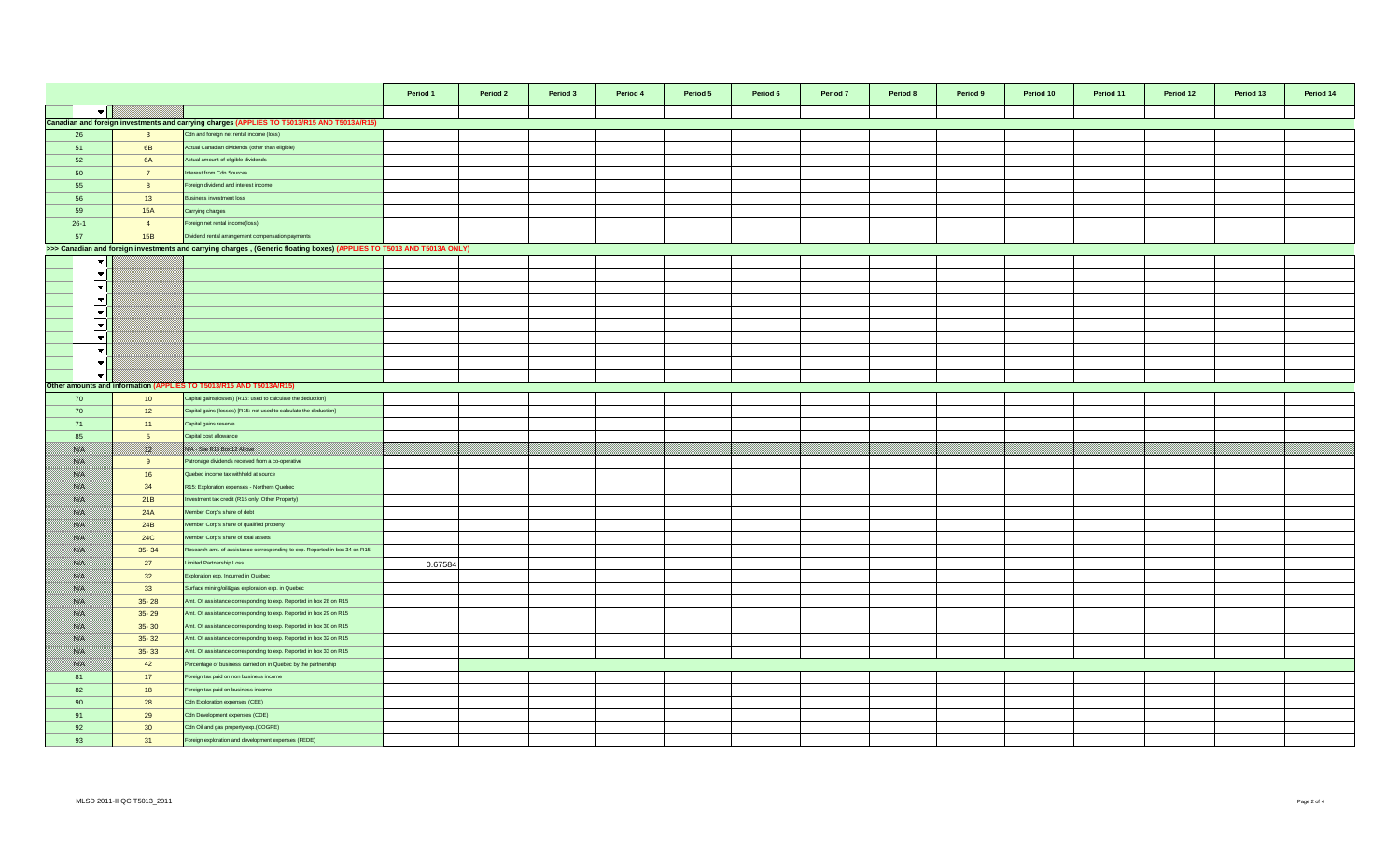| | | | Period 1 | Period 2 | Period 3 | Period 4 | Period 5 | Period 6 | Period 7 | Period 8 | Period 9 | Period 10 | Period 11 | Period 12 | Period 13 | Period 14 |
|---|---|---|---|---|---|---|---|---|---|---|---|---|---|---|---|---|
| | | | | | | | | | | | | | | | | |
| **Canadian and foreign investments and carrying charges (APPLIES TO T5013/R15 AND T5013A/R15)** | | | | | | | | | | | | | | | | |
| 26 | 3 | Cdn and foreign net rental income (loss) | | | | | | | | | | | | | | |
| 51 | 6B | Actual Canadian dividends (other than eligible) | | | | | | | | | | | | | | |
| 52 | 6A | Actual amount of eligible dividends | | | | | | | | | | | | | | |
| 50 | 7 | Interest from Cdn Sources | | | | | | | | | | | | | | |
| 55 | 8 | Foreign dividend and interest income | | | | | | | | | | | | | | |
| 56 | 13 | Business investment loss | | | | | | | | | | | | | | |
| 59 | 15A | Carrying charges | | | | | | | | | | | | | | |
| 26-1 | 4 | Foreign net rental income(loss) | | | | | | | | | | | | | | |
| 57 | 15B | Dividend rental arrangement compensation payments | | | | | | | | | | | | | | |
| **>>> Canadian and foreign investments and carrying charges , (Generic floating boxes) (APPLIES TO T5013 AND T5013A ONLY)** | | | | | | | | | | | | | | | | |
| | | | | | | | | | | | | | | | | |
| | | | | | | | | | | | | | | | | |
| | | | | | | | | | | | | | | | | |
| | | | | | | | | | | | | | | | | |
| | | | | | | | | | | | | | | | | |
| | | | | | | | | | | | | | | | | |
| | | | | | | | | | | | | | | | | |
| | | | | | | | | | | | | | | | | |
| | | | | | | | | | | | | | | | | |
| | | | | | | | | | | | | | | | | |
| **Other amounts and information (APPLIES TO T5013/R15 AND T5013A/R15)** | | | | | | | | | | | | | | | | |
| 70 | 10 | Capital gains(losses) [R15: used to calculate the deduction] | | | | | | | | | | | | | | |
| 70 | 12 | Capital gains (losses) [R15: not used to calculate the deduction] | | | | | | | | | | | | | | |
| 71 | 11 | Capital gains reserve | | | | | | | | | | | | | | |
| 85 | 5 | Capital cost allowance | | | | | | | | | | | | | | |
| N/A | | N/A - See R15 Box 12 Above | | | | | | | | | | | | | | |
| N/A | 9 | Patronage dividends received from a co-operative | | | | | | | | | | | | | | |
| N/A | 16 | Quebec income tax withheld at source | | | | | | | | | | | | | | |
| N/A | 34 | R15: Exploration expenses - Northern Quebec | | | | | | | | | | | | | | |
| N/A | 21B | Investment tax credit (R15 only: Other Property) | | | | | | | | | | | | | | |
| N/A | 24A | Member Corp's share of debt | | | | | | | | | | | | | | |
| N/A | 24B | Member Corp's share of qualified property | | | | | | | | | | | | | | |
| N/A | 24C | Member Corp's share of total assets | | | | | | | | | | | | | | |
| N/A | 35- 34 | Research amt. of assistance corresponding to exp. Reported in box 34 on R15 | | | | | | | | | | | | | | |
| N/A | 27 | Limited Partnership Loss | 0.67584 | | | | | | | | | | | | | |
| N/A | 32 | Exploration exp. Incurred in Quebec | | | | | | | | | | | | | | |
| N/A | 33 | Surface mining/oil&gas exploration exp. in Quebec | | | | | | | | | | | | | | |
| N/A | 35- 28 | Amt. Of assistance corresponding to exp. Reported in box 28 on R15 | | | | | | | | | | | | | | |
| N/A | 35- 29 | Amt. Of assistance corresponding to exp. Reported in box 29 on R15 | | | | | | | | | | | | | | |
| N/A | 35- 30 | Amt. Of assistance corresponding to exp. Reported in box 30 on R15 | | | | | | | | | | | | | | |
| N/A | 35- 32 | Amt. Of assistance corresponding to exp. Reported in box 32 on R15 | | | | | | | | | | | | | | |
| N/A | 35- 33 | Amt. Of assistance corresponding to exp. Reported in box 33 on R15 | | | | | | | | | | | | | | |
| N/A | 42 | Percentage of business carried on in Quebec by the partnership | | | | | | | | | | | | | | |
| 81 | 17 | Foreign tax paid on non business income | | | | | | | | | | | | | | |
| 82 | 18 | Foreign tax paid on business income | | | | | | | | | | | | | | |
| 90 | 28 | Cdn Exploration expenses (CEE) | | | | | | | | | | | | | | |
| 91 | 29 | Cdn Development expenses (CDE) | | | | | | | | | | | | | | |
| 92 | 30 | Cdn Oil and gas property exp.(COGPE) | | | | | | | | | | | | | | |
| 93 | 31 | Foreign exploration and development expenses (FEDE) | | | | | | | | | | | | | | |

MLSD 2011-II QC T5013_2011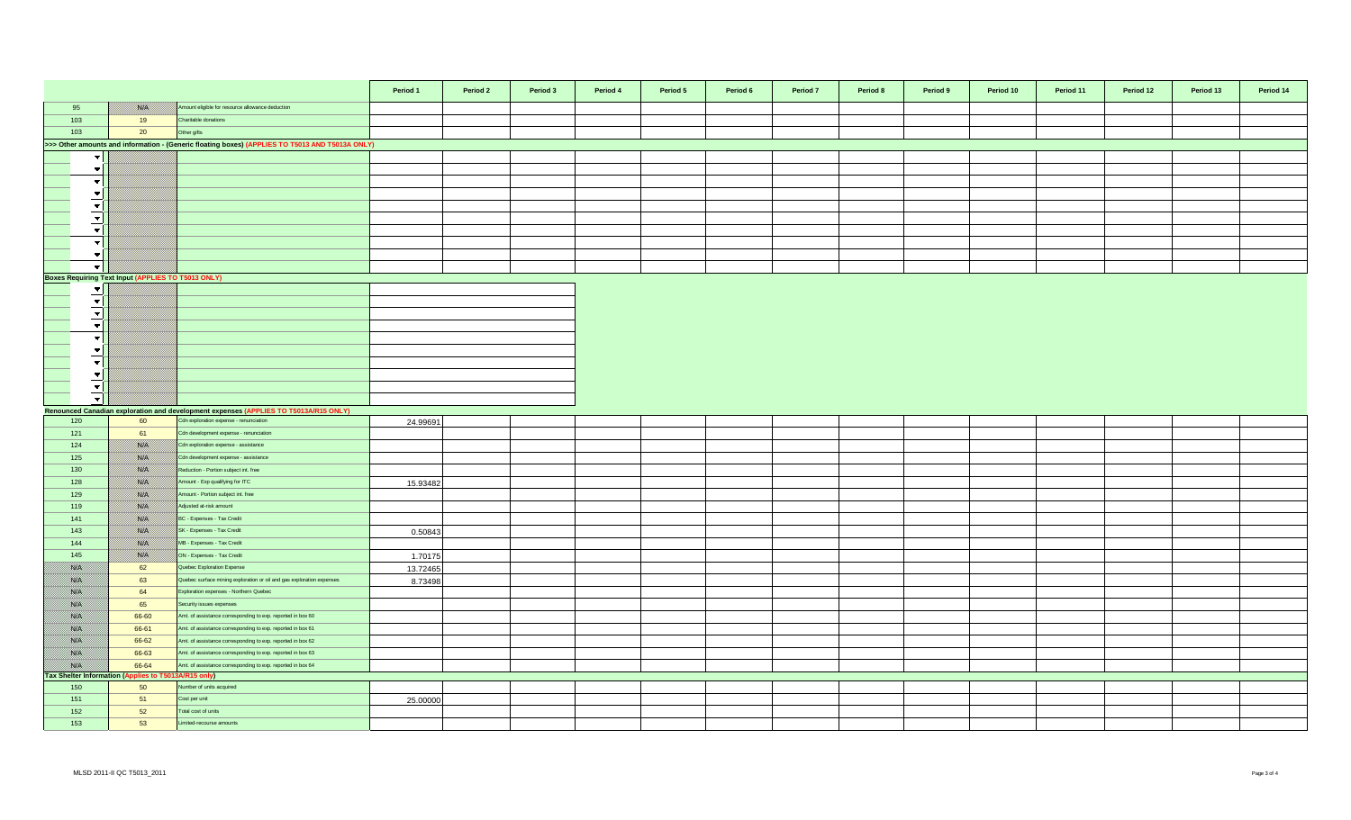| | | | Period 1 | Period 2 | Period 3 | Period 4 | Period 5 | Period 6 | Period 7 | Period 8 | Period 9 | Period 10 | Period 11 | Period 12 | Period 13 | Period 14 |
|---|---|---|---|---|---|---|---|---|---|---|---|---|---|---|---|---|
| 95 | N/A | Amount eligible for resource allowance deduction | | | | | | | | | | | | | | |
| 103 | 19 | Charitable donations | | | | | | | | | | | | | | |
| 103 | 20 | Other gifts | | | | | | | | | | | | | | |
| >>> Other amounts and information - (Generic floating boxes) (APPLIES TO T5013 AND T5013A ONLY) | | | | | | | | | | | | | | | | |
| | | | | | | | | | | | | | | | | |
| | | | | | | | | | | | | | | | | |
| | | | | | | | | | | | | | | | | |
| | | | | | | | | | | | | | | | | |
| | | | | | | | | | | | | | | | | |
| | | | | | | | | | | | | | | | | |
| | | | | | | | | | | | | | | | | |
| | | | | | | | | | | | | | | | | |
| | | | | | | | | | | | | | | | | |
| | | | | | | | | | | | | | | | | |
| Boxes Requiring Text Input (APPLIES TO T5013 ONLY) | | | | | | | | | | | | | | | | |
| | | | | | | | | | | | | | | | | |
| | | | | | | | | | | | | | | | | |
| | | | | | | | | | | | | | | | | |
| | | | | | | | | | | | | | | | | |
| | | | | | | | | | | | | | | | | |
| | | | | | | | | | | | | | | | | |
| | | | | | | | | | | | | | | | | |
| | | | | | | | | | | | | | | | | |
| | | | | | | | | | | | | | | | | |
| | | | | | | | | | | | | | | | | |
| Renounced Canadian exploration and development expenses (APPLIES TO T5013A/R15 ONLY) | | | | | | | | | | | | | | | | |
| 120 | 60 | Cdn exploration expense - renunciation | 24.99691 | | | | | | | | | | | | | |
| 121 | 61 | Cdn development expense - renunciation | | | | | | | | | | | | | | |
| 124 | N/A | Cdn exploration expense - assistance | | | | | | | | | | | | | | |
| 125 | N/A | Cdn development expense - assistance | | | | | | | | | | | | | | |
| 130 | N/A | Reduction - Portion subject int. free | | | | | | | | | | | | | | |
| 128 | N/A | Amount - Exp qualifying for ITC | 15.93482 | | | | | | | | | | | | | |
| 129 | N/A | Amount - Portion subject int. free | | | | | | | | | | | | | | |
| 119 | N/A | Adjusted at-risk amount | | | | | | | | | | | | | | |
| 141 | N/A | BC - Expenses - Tax Credit | | | | | | | | | | | | | | |
| 143 | N/A | SK - Expenses - Tax Credit | 0.50843 | | | | | | | | | | | | | |
| 144 | N/A | MB - Expenses - Tax Credit | | | | | | | | | | | | | | |
| 145 | N/A | ON - Expenses - Tax Credit | 1.70175 | | | | | | | | | | | | | |
| N/A | 62 | Quebec Exploration Expense | 13.72465 | | | | | | | | | | | | | |
| N/A | 63 | Quebec surface mining exploration or oil and gas exploration expenses | 8.73498 | | | | | | | | | | | | | |
| N/A | 64 | Exploration expenses - Northern Quebec | | | | | | | | | | | | | | |
| N/A | 65 | Security issues expenses | | | | | | | | | | | | | | |
| N/A | 66-60 | Amt. of assistance corresponding to exp. reported in box 60 | | | | | | | | | | | | | | |
| N/A | 66-61 | Amt. of assistance corresponding to exp. reported in box 61 | | | | | | | | | | | | | | |
| N/A | 66-62 | Amt. of assistance corresponding to exp. reported in box 62 | | | | | | | | | | | | | | |
| N/A | 66-63 | Amt. of assistance corresponding to exp. reported in box 63 | | | | | | | | | | | | | | |
| N/A | 66-64 | Amt. of assistance corresponding to exp. reported in box 64 | | | | | | | | | | | | | | |
| Tax Shelter Information (Applies to T5013A/R15 only) | | | | | | | | | | | | | | | | |
| 150 | 50 | Number of units acquired | | | | | | | | | | | | | | |
| 151 | 51 | Cost per unit | 25.00000 | | | | | | | | | | | | | |
| 152 | 52 | Total cost of units | | | | | | | | | | | | | | |
| 153 | 53 | Limited-recourse amounts | | | | | | | | | | | | | | |

MLSD 2011-II QC T5013_2011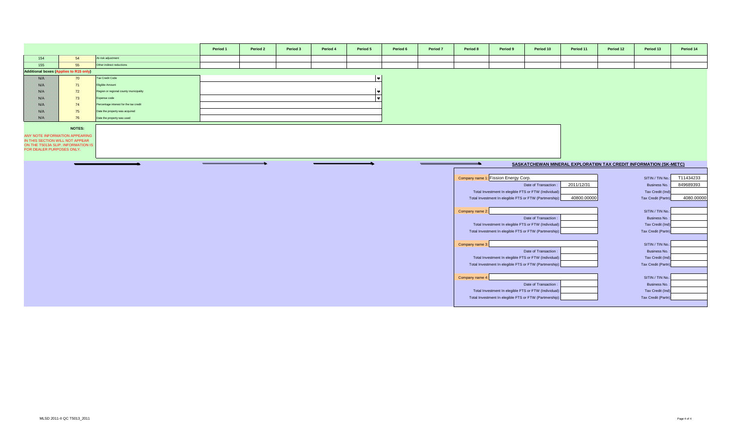| | | | Period 1 | Period 2 | Period 3 | Period 4 | Period 5 | Period 6 | Period 7 | Period 8 | Period 9 | Period 10 | Period 11 | Period 12 | Period 13 | Period 14 |
|---|---|---|---|---|---|---|---|---|---|---|---|---|---|---|---|---|
| 154 | 54 | At-risk adjustment | | | | | | | | | | | | | | |
| 155 | 55 | Other indirect reductions | | | | | | | | | | | | | | |

**Additional boxes (Applies to R15 only)**

| | | |
|---|---|---|
| N/A | 70 | Tax Credit Code |
| N/A | 71 | Eligible Amount |
| N/A | 72 | Region or regional county municipality |
| N/A | 73 | Expense code |
| N/A | 74 | Percentage interest for the tax credit |
| N/A | 75 | Date the property was acquired |
| N/A | 76 | Date the property was used |

**NOTES:**

ANY NOTE INFORMATION APPEARING IN THIS SECTION WILL NOT APPEAR ON THE T5013A SLIP. INFORMATION IS FOR DEALER PURPOSES ONLY.

## SASKATCHEWAN MINERAL EXPLORATION TAX CREDIT INFORMATION (SK-METC)

| | | | |
|---|---|---|---|
| Company name 1: | Fission Energy Corp. | SITIN / TIN No.: | T11434233 |
| Date of Transaction : | 2011/12/31 | Business No. : | 849689393 |
| Total Investment In elegible FTS or FTW (Individual): | | Tax Credit (Ind) | |
| Total Investment In elegible FTS or FTW (Partmership): | 40800.00000 | Tax Credit (Partn) | 4080.00000 |
| Company name 2: | | SITIN / TIN No.: | |
| Date of Transaction : | | Business No. : | |
| Total Investment In elegible FTS or FTW (Individual): | | Tax Credit (Ind) | |
| Total Investment In elegible FTS or FTW (Partmership): | | Tax Credit (Partn) | |
| Company name 3: | | SITIN / TIN No.: | |
| Date of Transaction : | | Business No. : | |
| Total Investment In elegible FTS or FTW (Individual): | | Tax Credit (Ind) | |
| Total Investment In elegible FTS or FTW (Partmership): | | Tax Credit (Partn) | |
| Company name 4: | | SITIN / TIN No.: | |
| Date of Transaction : | | Business No. : | |
| Total Investment In elegible FTS or FTW (Individual): | | Tax Credit (Ind) | |
| Total Investment In elegible FTS or FTW (Partmership): | | Tax Credit (Partn) | |

MLSD 2011-II QC T5013_2011